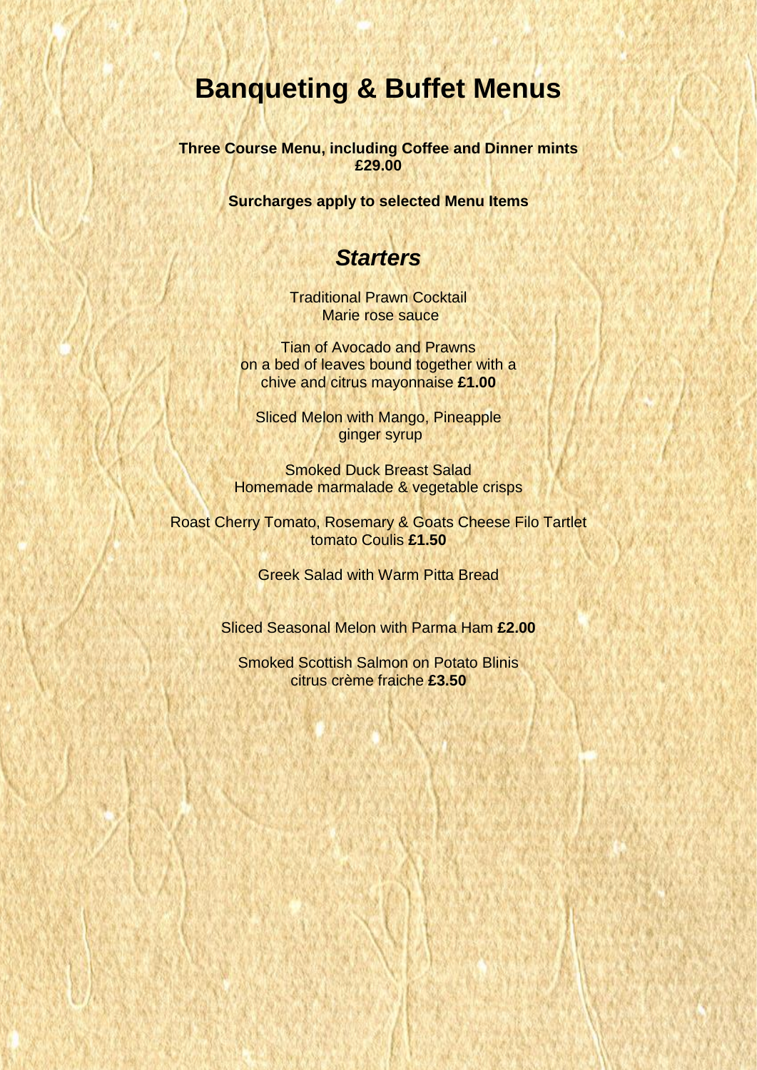# Banqueting & Buffet Menus

**Three Course Menu, including Coffee and Dinner mints**
**£29.00**

**Surcharges apply to selected Menu Items**

## *Starters*

Traditional Prawn Cocktail
Marie rose sauce

Tian of Avocado and Prawns
on a bed of leaves bound together with a
chive and citrus mayonnaise **£1.00**

Sliced Melon with Mango, Pineapple
ginger syrup

Smoked Duck Breast Salad
Homemade marmalade & vegetable crisps

Roast Cherry Tomato, Rosemary & Goats Cheese Filo Tartlet
tomato Coulis **£1.50**

Greek Salad with Warm Pitta Bread

Sliced Seasonal Melon with Parma Ham **£2.00**

Smoked Scottish Salmon on Potato Blinis
citrus crème fraiche **£3.50**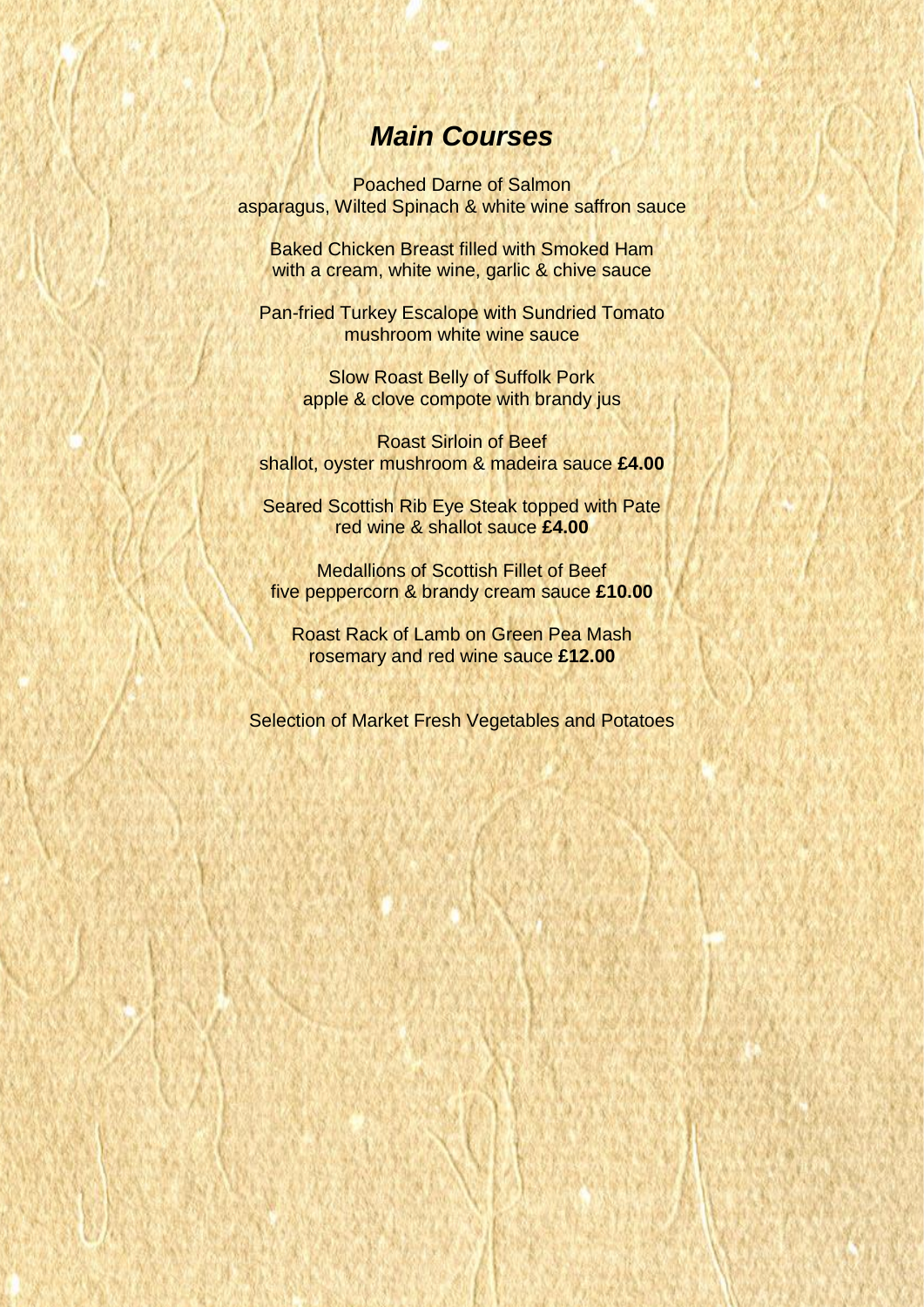## *Main Courses*

Poached Darne of Salmon
asparagus, Wilted Spinach & white wine saffron sauce

Baked Chicken Breast filled with Smoked Ham
with a cream, white wine, garlic & chive sauce

Pan-fried Turkey Escalope with Sundried Tomato
mushroom white wine sauce

Slow Roast Belly of Suffolk Pork
apple & clove compote with brandy jus

Roast Sirloin of Beef
shallot, oyster mushroom & madeira sauce **£4.00**

Seared Scottish Rib Eye Steak topped with Pate
red wine & shallot sauce **£4.00**

Medallions of Scottish Fillet of Beef
five peppercorn & brandy cream sauce **£10.00**

Roast Rack of Lamb on Green Pea Mash
rosemary and red wine sauce **£12.00**

Selection of Market Fresh Vegetables and Potatoes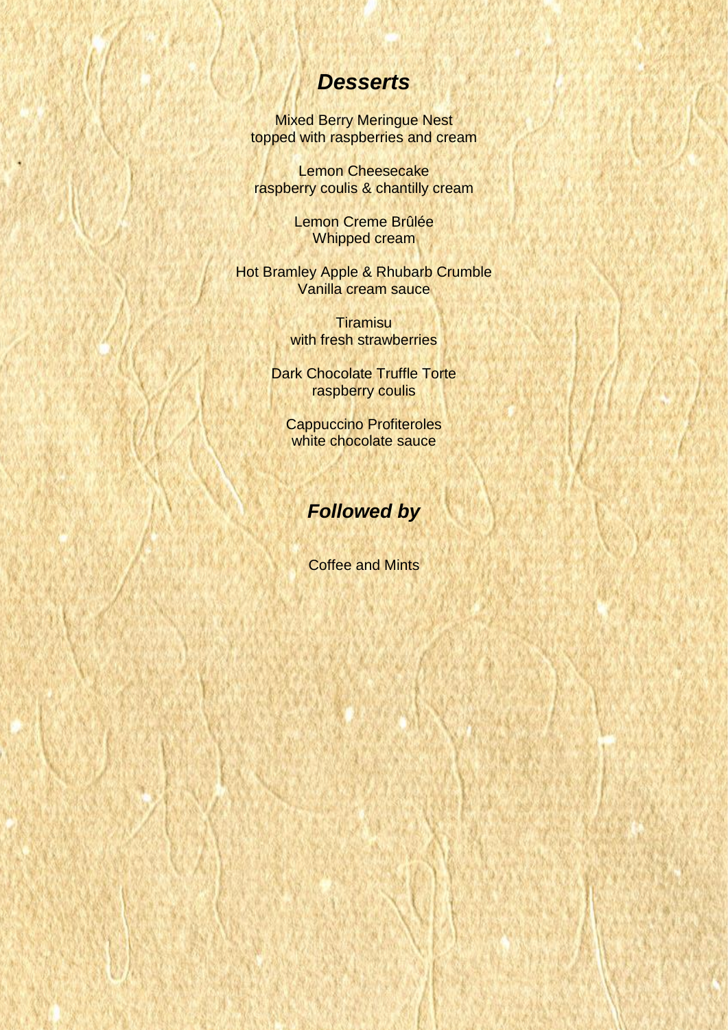## ***Desserts***

Mixed Berry Meringue Nest
topped with raspberries and cream

Lemon Cheesecake
raspberry coulis & chantilly cream

Lemon Creme Brûlée
Whipped cream

Hot Bramley Apple & Rhubarb Crumble
Vanilla cream sauce

Tiramisu
with fresh strawberries

Dark Chocolate Truffle Torte
raspberry coulis

Cappuccino Profiteroles
white chocolate sauce

## ***Followed by***

Coffee and Mints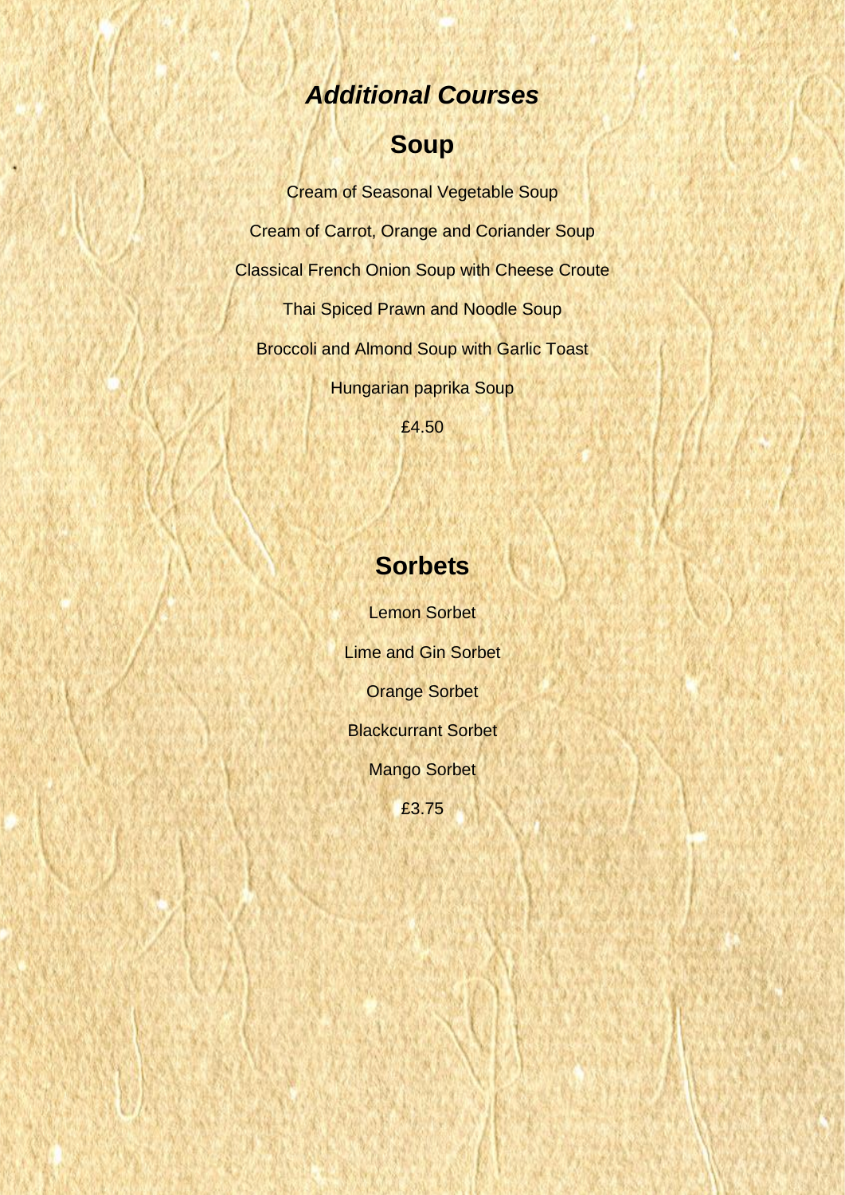# ***Additional Courses***

## Soup

Cream of Seasonal Vegetable Soup

Cream of Carrot, Orange and Coriander Soup

Classical French Onion Soup with Cheese Croute

Thai Spiced Prawn and Noodle Soup

Broccoli and Almond Soup with Garlic Toast

Hungarian paprika Soup

£4.50

## Sorbets

Lemon Sorbet

Lime and Gin Sorbet

Orange Sorbet

Blackcurrant Sorbet

Mango Sorbet

£3.75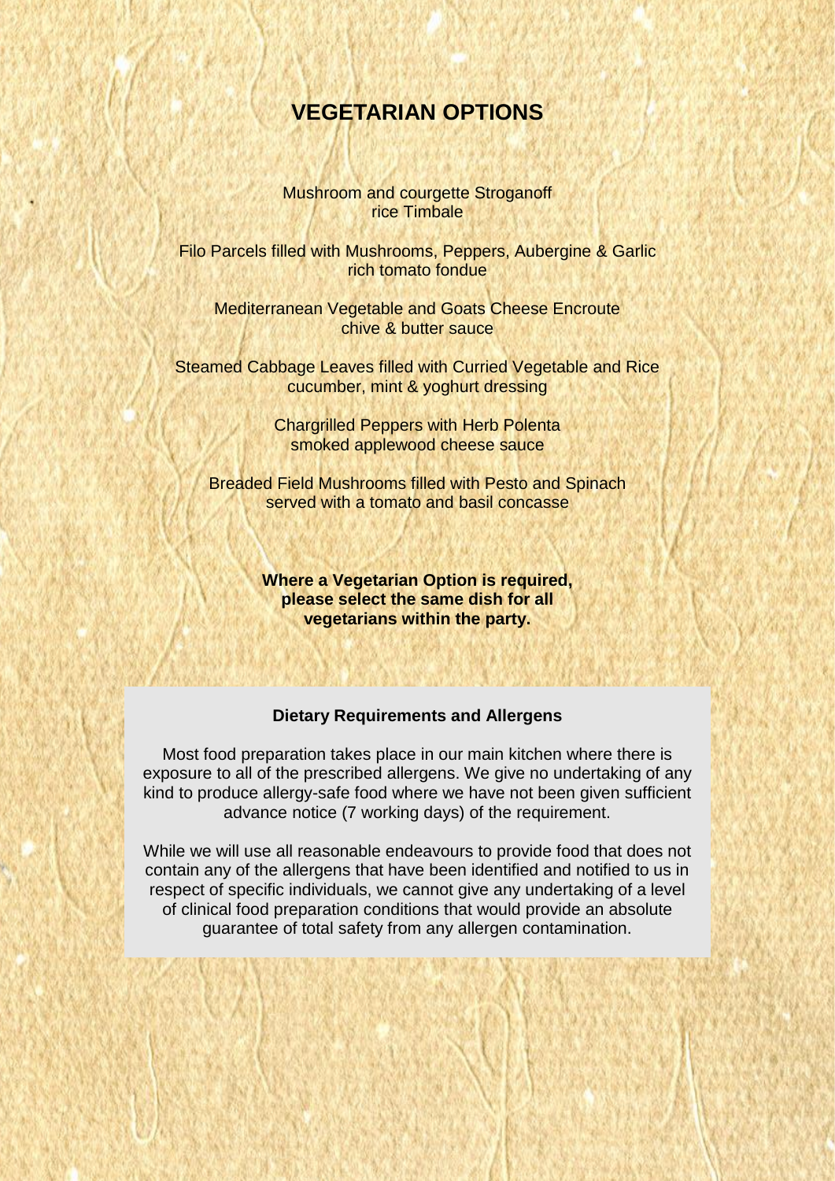# VEGETARIAN OPTIONS

Mushroom and courgette Stroganoff
rice Timbale

Filo Parcels filled with Mushrooms, Peppers, Aubergine & Garlic
rich tomato fondue

Mediterranean Vegetable and Goats Cheese Encroute
chive & butter sauce

Steamed Cabbage Leaves filled with Curried Vegetable and Rice
cucumber, mint & yoghurt dressing

Chargrilled Peppers with Herb Polenta
smoked applewood cheese sauce

Breaded Field Mushrooms filled with Pesto and Spinach
served with a tomato and basil concasse

**Where a Vegetarian Option is required, please select the same dish for all vegetarians within the party.**

**Dietary Requirements and Allergens**

Most food preparation takes place in our main kitchen where there is exposure to all of the prescribed allergens. We give no undertaking of any kind to produce allergy-safe food where we have not been given sufficient advance notice (7 working days) of the requirement.

While we will use all reasonable endeavours to provide food that does not contain any of the allergens that have been identified and notified to us in respect of specific individuals, we cannot give any undertaking of a level of clinical food preparation conditions that would provide an absolute guarantee of total safety from any allergen contamination.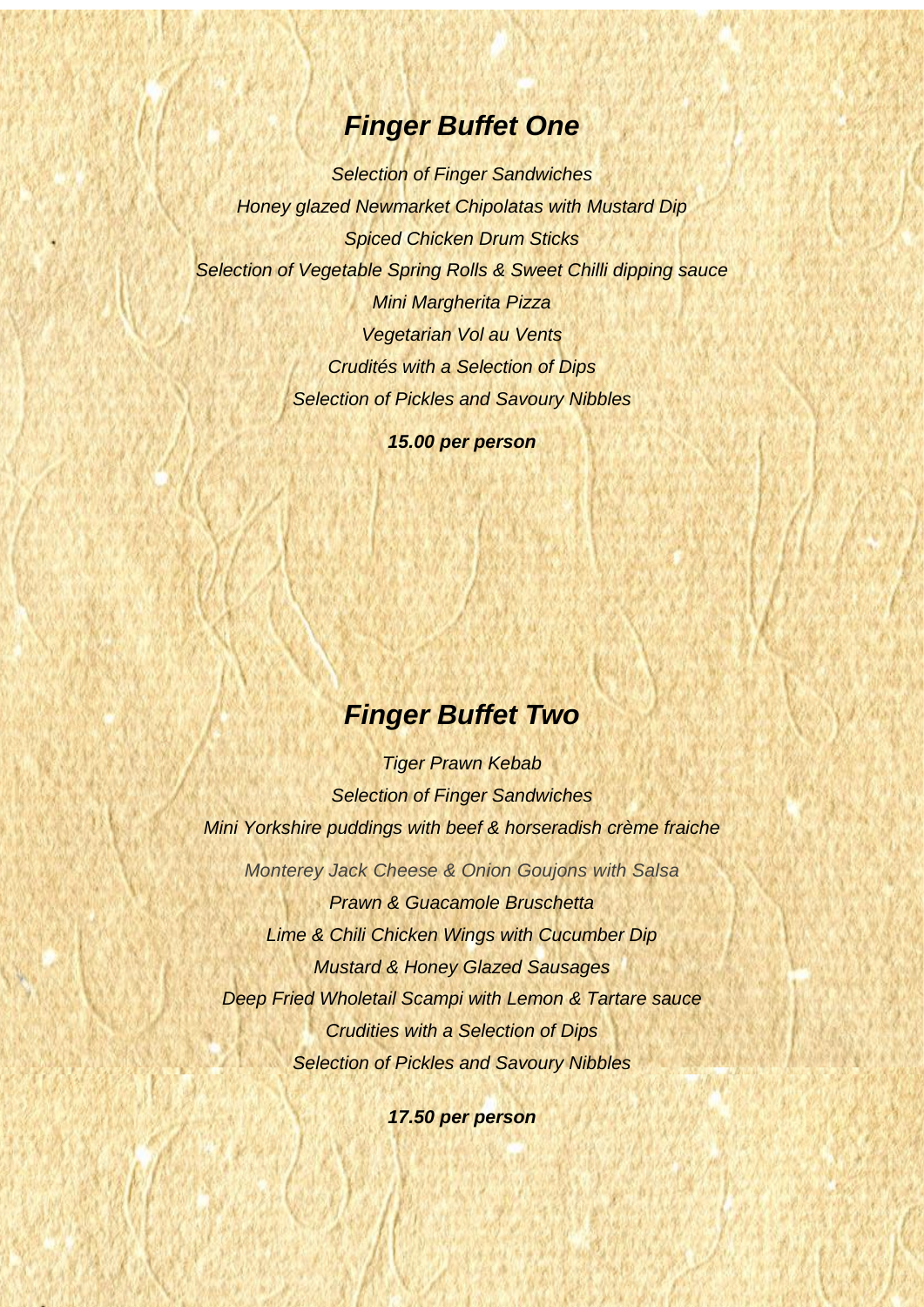## *Finger Buffet One*

*Selection of Finger Sandwiches*

*Honey glazed Newmarket Chipolatas with Mustard Dip*

*Spiced Chicken Drum Sticks*

*Selection of Vegetable Spring Rolls & Sweet Chilli dipping sauce*

*Mini Margherita Pizza*

*Vegetarian Vol au Vents*

*Crudités with a Selection of Dips*

*Selection of Pickles and Savoury Nibbles*

***15.00 per person***

## *Finger Buffet Two*

*Tiger Prawn Kebab*

*Selection of Finger Sandwiches*

*Mini Yorkshire puddings with beef & horseradish crème fraiche*

*Monterey Jack Cheese & Onion Goujons with Salsa*

*Prawn & Guacamole Bruschetta*

*Lime & Chili Chicken Wings with Cucumber Dip*

*Mustard & Honey Glazed Sausages*

*Deep Fried Wholetail Scampi with Lemon & Tartare sauce*

*Crudities with a Selection of Dips*

*Selection of Pickles and Savoury Nibbles*

***17.50 per person***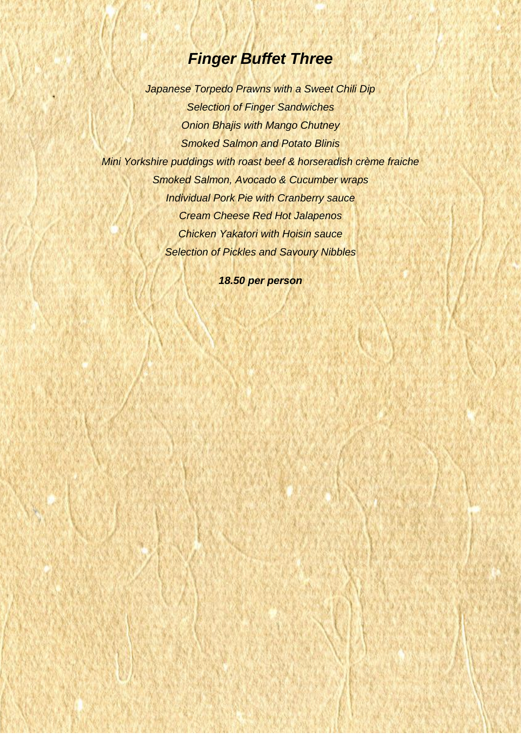# ***Finger Buffet Three***

*Japanese Torpedo Prawns with a Sweet Chili Dip*

*Selection of Finger Sandwiches*

*Onion Bhajis with Mango Chutney*

*Smoked Salmon and Potato Blinis*

*Mini Yorkshire puddings with roast beef & horseradish crème fraiche*

*Smoked Salmon, Avocado & Cucumber wraps*

*Individual Pork Pie with Cranberry sauce*

*Cream Cheese Red Hot Jalapenos*

*Chicken Yakatori with Hoisin sauce*

*Selection of Pickles and Savoury Nibbles*

***18.50 per person***